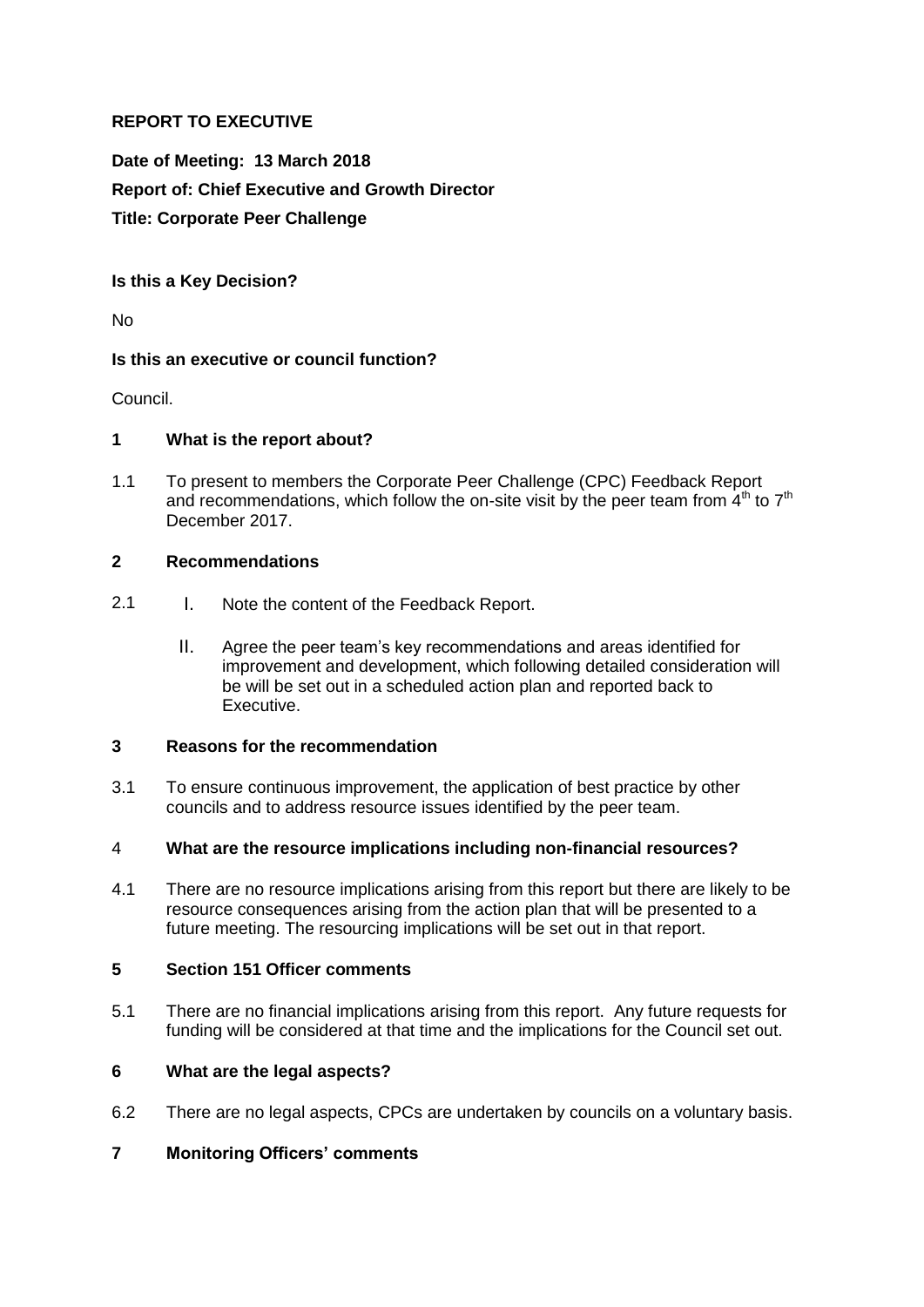**REPORT TO EXECUTIVE**

**Date of Meeting: 13 March 2018**

**Report of: Chief Executive and Growth Director**

**Title: Corporate Peer Challenge**

**Is this a Key Decision?**

No

**Is this an executive or council function?**

Council.

## 1 What is the report about?

1.1 To present to members the Corporate Peer Challenge (CPC) Feedback Report and recommendations, which follow the on-site visit by the peer team from 4th to 7th December 2017.

## 2 Recommendations

2.1
   I. Note the content of the Feedback Report.

   II. Agree the peer team's key recommendations and areas identified for improvement and development, which following detailed consideration will be will be set out in a scheduled action plan and reported back to Executive.

## 3 Reasons for the recommendation

3.1 To ensure continuous improvement, the application of best practice by other councils and to address resource issues identified by the peer team.

## 4 What are the resource implications including non-financial resources?

4.1 There are no resource implications arising from this report but there are likely to be resource consequences arising from the action plan that will be presented to a future meeting. The resourcing implications will be set out in that report.

## 5 Section 151 Officer comments

5.1 There are no financial implications arising from this report. Any future requests for funding will be considered at that time and the implications for the Council set out.

## 6 What are the legal aspects?

6.2 There are no legal aspects, CPCs are undertaken by councils on a voluntary basis.

## 7 Monitoring Officers' comments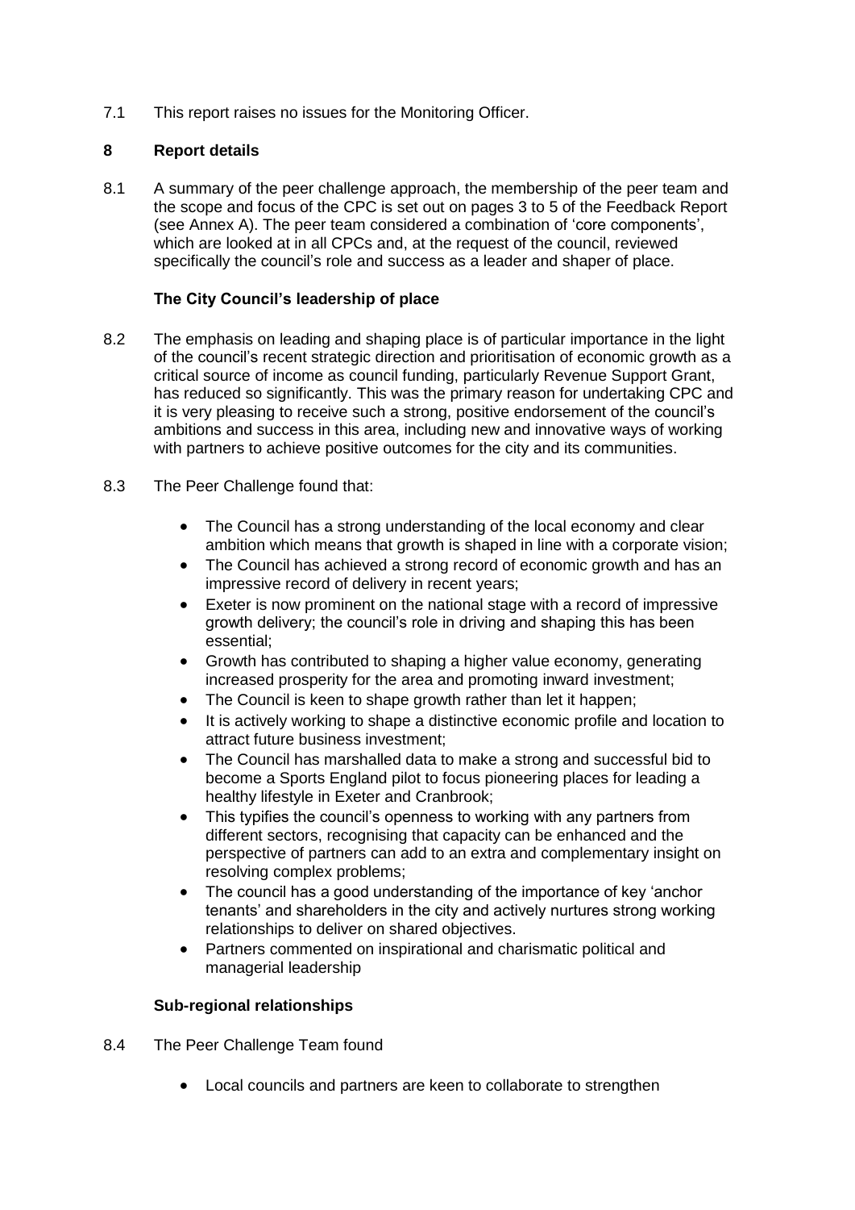7.1 This report raises no issues for the Monitoring Officer.

## 8 Report details

8.1 A summary of the peer challenge approach, the membership of the peer team and the scope and focus of the CPC is set out on pages 3 to 5 of the Feedback Report (see Annex A). The peer team considered a combination of 'core components', which are looked at in all CPCs and, at the request of the council, reviewed specifically the council's role and success as a leader and shaper of place.

### The City Council's leadership of place

8.2 The emphasis on leading and shaping place is of particular importance in the light of the council's recent strategic direction and prioritisation of economic growth as a critical source of income as council funding, particularly Revenue Support Grant, has reduced so significantly. This was the primary reason for undertaking CPC and it is very pleasing to receive such a strong, positive endorsement of the council's ambitions and success in this area, including new and innovative ways of working with partners to achieve positive outcomes for the city and its communities.

8.3 The Peer Challenge found that:

- The Council has a strong understanding of the local economy and clear ambition which means that growth is shaped in line with a corporate vision;
- The Council has achieved a strong record of economic growth and has an impressive record of delivery in recent years;
- Exeter is now prominent on the national stage with a record of impressive growth delivery; the council's role in driving and shaping this has been essential;
- Growth has contributed to shaping a higher value economy, generating increased prosperity for the area and promoting inward investment;
- The Council is keen to shape growth rather than let it happen;
- It is actively working to shape a distinctive economic profile and location to attract future business investment;
- The Council has marshalled data to make a strong and successful bid to become a Sports England pilot to focus pioneering places for leading a healthy lifestyle in Exeter and Cranbrook;
- This typifies the council's openness to working with any partners from different sectors, recognising that capacity can be enhanced and the perspective of partners can add to an extra and complementary insight on resolving complex problems;
- The council has a good understanding of the importance of key 'anchor tenants' and shareholders in the city and actively nurtures strong working relationships to deliver on shared objectives.
- Partners commented on inspirational and charismatic political and managerial leadership

### Sub-regional relationships

8.4 The Peer Challenge Team found

- Local councils and partners are keen to collaborate to strengthen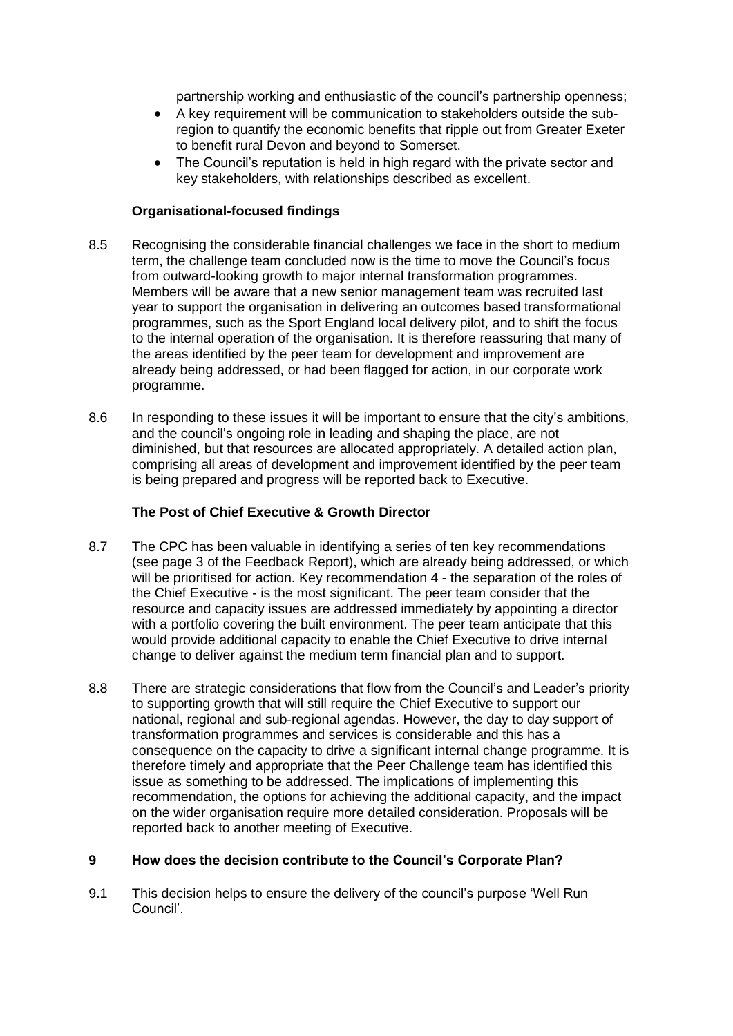partnership working and enthusiastic of the council's partnership openness;

- A key requirement will be communication to stakeholders outside the sub-region to quantify the economic benefits that ripple out from Greater Exeter to benefit rural Devon and beyond to Somerset.
- The Council's reputation is held in high regard with the private sector and key stakeholders, with relationships described as excellent.

**Organisational-focused findings**

8.5 Recognising the considerable financial challenges we face in the short to medium term, the challenge team concluded now is the time to move the Council's focus from outward-looking growth to major internal transformation programmes. Members will be aware that a new senior management team was recruited last year to support the organisation in delivering an outcomes based transformational programmes, such as the Sport England local delivery pilot, and to shift the focus to the internal operation of the organisation. It is therefore reassuring that many of the areas identified by the peer team for development and improvement are already being addressed, or had been flagged for action, in our corporate work programme.

8.6 In responding to these issues it will be important to ensure that the city's ambitions, and the council's ongoing role in leading and shaping the place, are not diminished, but that resources are allocated appropriately. A detailed action plan, comprising all areas of development and improvement identified by the peer team is being prepared and progress will be reported back to Executive.

**The Post of Chief Executive & Growth Director**

8.7 The CPC has been valuable in identifying a series of ten key recommendations (see page 3 of the Feedback Report), which are already being addressed, or which will be prioritised for action. Key recommendation 4 - the separation of the roles of the Chief Executive - is the most significant. The peer team consider that the resource and capacity issues are addressed immediately by appointing a director with a portfolio covering the built environment. The peer team anticipate that this would provide additional capacity to enable the Chief Executive to drive internal change to deliver against the medium term financial plan and to support.

8.8 There are strategic considerations that flow from the Council's and Leader's priority to supporting growth that will still require the Chief Executive to support our national, regional and sub-regional agendas. However, the day to day support of transformation programmes and services is considerable and this has a consequence on the capacity to drive a significant internal change programme. It is therefore timely and appropriate that the Peer Challenge team has identified this issue as something to be addressed. The implications of implementing this recommendation, the options for achieving the additional capacity, and the impact on the wider organisation require more detailed consideration. Proposals will be reported back to another meeting of Executive.

## 9 How does the decision contribute to the Council's Corporate Plan?

9.1 This decision helps to ensure the delivery of the council's purpose 'Well Run Council'.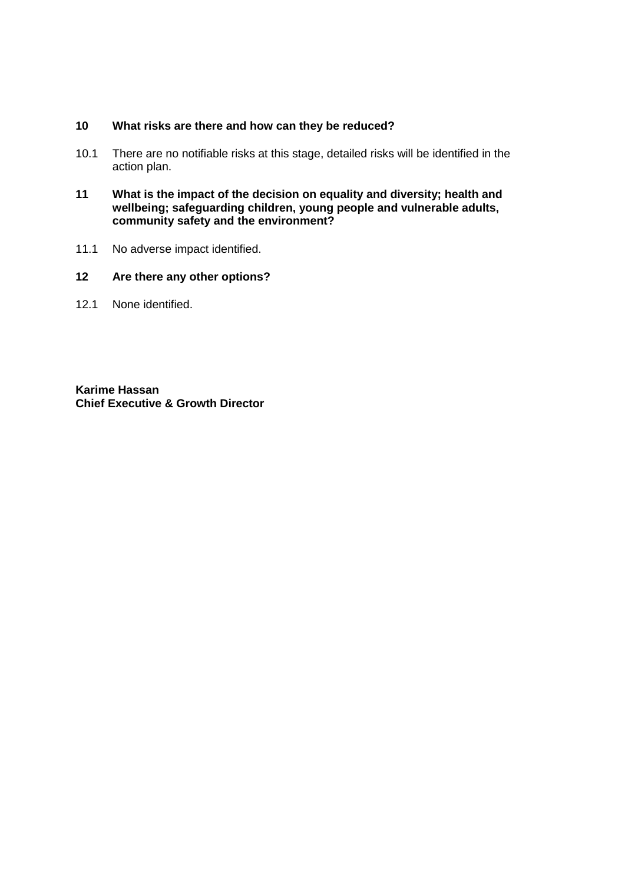## 10 What risks are there and how can they be reduced?

10.1 There are no notifiable risks at this stage, detailed risks will be identified in the action plan.

## 11 What is the impact of the decision on equality and diversity; health and wellbeing; safeguarding children, young people and vulnerable adults, community safety and the environment?

11.1 No adverse impact identified.

## 12 Are there any other options?

12.1 None identified.

**Karime Hassan**
**Chief Executive & Growth Director**